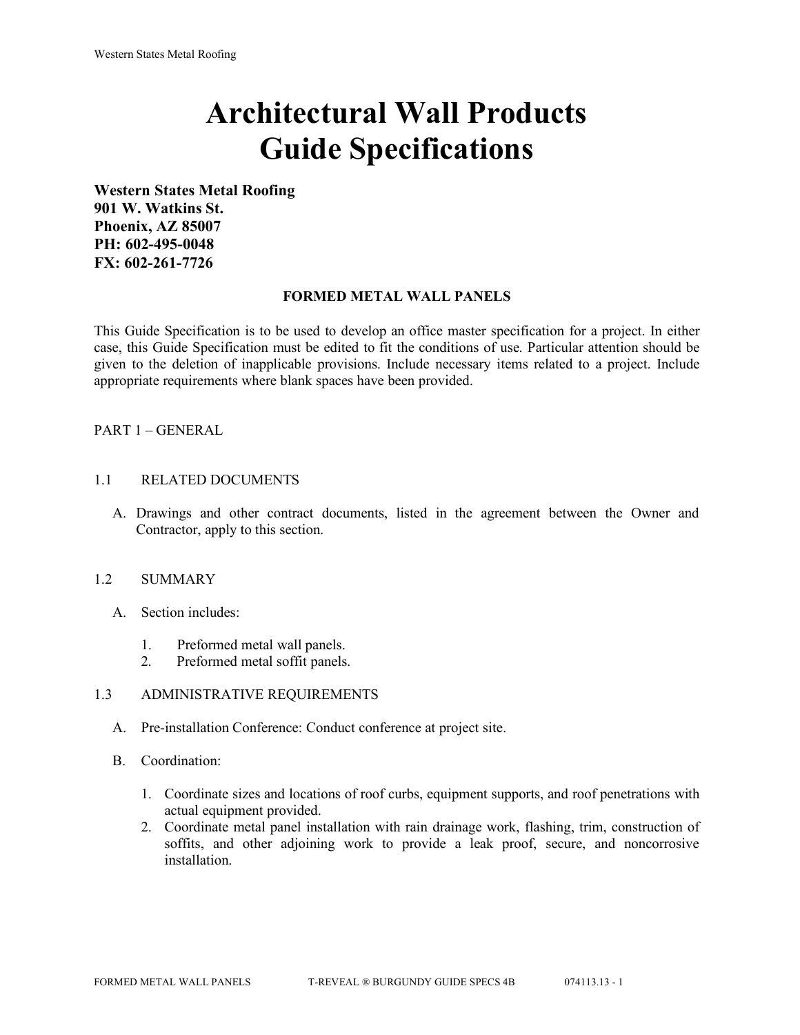# Architectural Wall Products Guide Specifications

**Western States Metal Roofing**
**901 W. Watkins St.**
**Phoenix, AZ 85007**
**PH: 602-495-0048**
**FX: 602-261-7726**

## FORMED METAL WALL PANELS

This Guide Specification is to be used to develop an office master specification for a project. In either case, this Guide Specification must be edited to fit the conditions of use. Particular attention should be given to the deletion of inapplicable provisions. Include necessary items related to a project. Include appropriate requirements where blank spaces have been provided.

## PART 1 – GENERAL

### 1.1 RELATED DOCUMENTS

A. Drawings and other contract documents, listed in the agreement between the Owner and Contractor, apply to this section.

### 1.2 SUMMARY

A. Section includes:

1. Preformed metal wall panels.
2. Preformed metal soffit panels.

### 1.3 ADMINISTRATIVE REQUIREMENTS

A. Pre-installation Conference: Conduct conference at project site.

B. Coordination:

1. Coordinate sizes and locations of roof curbs, equipment supports, and roof penetrations with actual equipment provided.
2. Coordinate metal panel installation with rain drainage work, flashing, trim, construction of soffits, and other adjoining work to provide a leak proof, secure, and noncorrosive installation.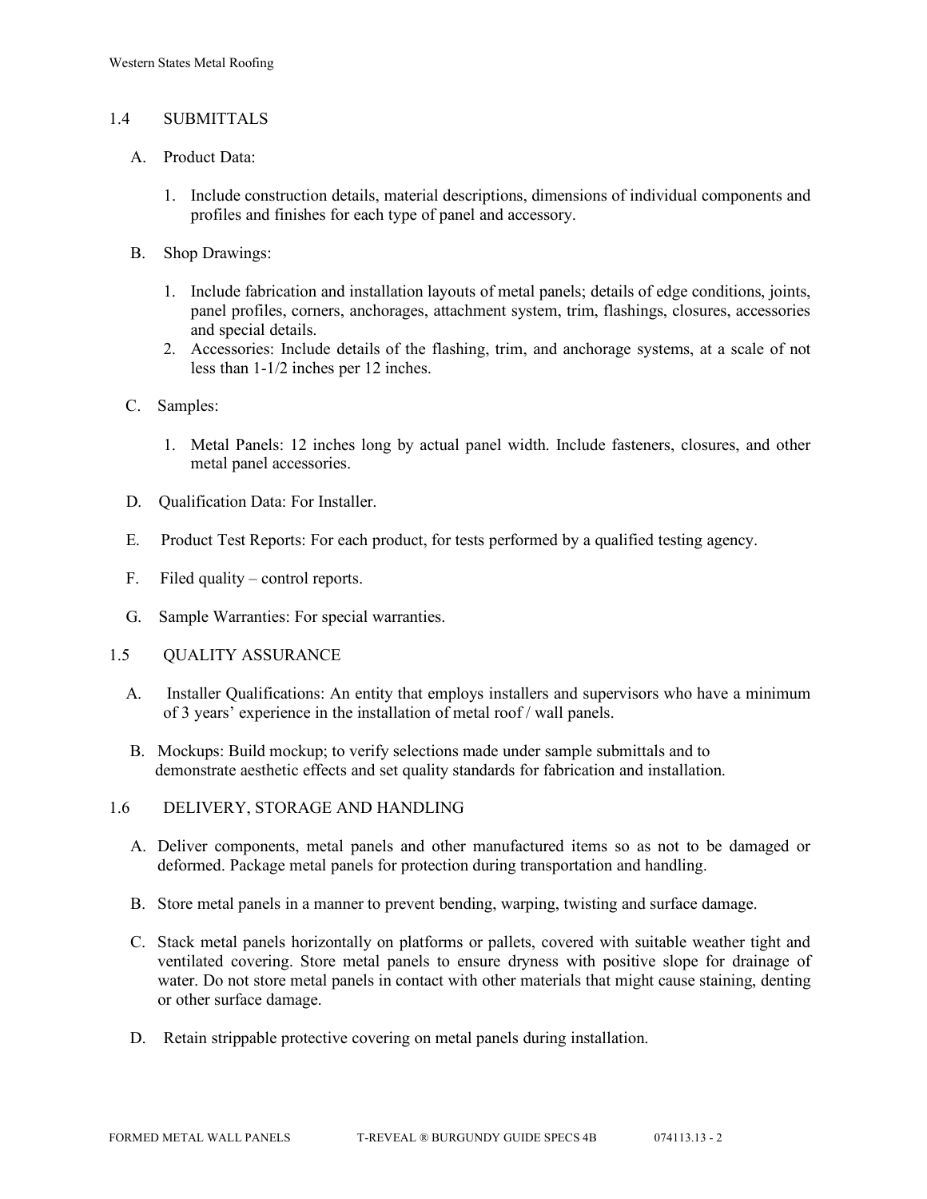## 1.4 SUBMITTALS

A. Product Data:

1. Include construction details, material descriptions, dimensions of individual components and profiles and finishes for each type of panel and accessory.

B. Shop Drawings:

1. Include fabrication and installation layouts of metal panels; details of edge conditions, joints, panel profiles, corners, anchorages, attachment system, trim, flashings, closures, accessories and special details.
2. Accessories: Include details of the flashing, trim, and anchorage systems, at a scale of not less than 1-1/2 inches per 12 inches.

C. Samples:

1. Metal Panels: 12 inches long by actual panel width. Include fasteners, closures, and other metal panel accessories.

D. Qualification Data: For Installer.

E. Product Test Reports: For each product, for tests performed by a qualified testing agency.

F. Filed quality – control reports.

G. Sample Warranties: For special warranties.

## 1.5 QUALITY ASSURANCE

A. Installer Qualifications: An entity that employs installers and supervisors who have a minimum of 3 years' experience in the installation of metal roof / wall panels.

B. Mockups: Build mockup; to verify selections made under sample submittals and to demonstrate aesthetic effects and set quality standards for fabrication and installation.

## 1.6 DELIVERY, STORAGE AND HANDLING

A. Deliver components, metal panels and other manufactured items so as not to be damaged or deformed. Package metal panels for protection during transportation and handling.

B. Store metal panels in a manner to prevent bending, warping, twisting and surface damage.

C. Stack metal panels horizontally on platforms or pallets, covered with suitable weather tight and ventilated covering. Store metal panels to ensure dryness with positive slope for drainage of water. Do not store metal panels in contact with other materials that might cause staining, denting or other surface damage.

D. Retain strippable protective covering on metal panels during installation.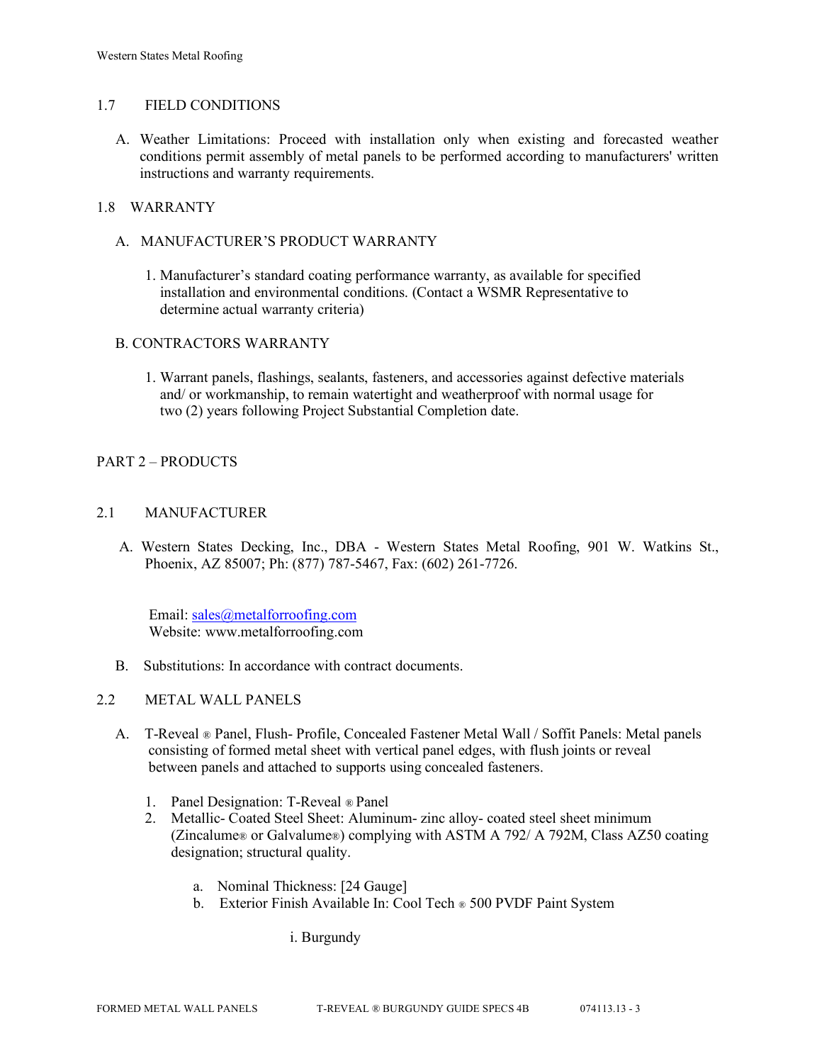## 1.7 FIELD CONDITIONS

A. Weather Limitations: Proceed with installation only when existing and forecasted weather conditions permit assembly of metal panels to be performed according to manufacturers' written instructions and warranty requirements.

## 1.8 WARRANTY

A. MANUFACTURER'S PRODUCT WARRANTY

1. Manufacturer's standard coating performance warranty, as available for specified installation and environmental conditions. (Contact a WSMR Representative to determine actual warranty criteria)

B. CONTRACTORS WARRANTY

1. Warrant panels, flashings, sealants, fasteners, and accessories against defective materials and/ or workmanship, to remain watertight and weatherproof with normal usage for two (2) years following Project Substantial Completion date.

# PART 2 – PRODUCTS

## 2.1 MANUFACTURER

A. Western States Decking, Inc., DBA - Western States Metal Roofing, 901 W. Watkins St., Phoenix, AZ 85007; Ph: (877) 787-5467, Fax: (602) 261-7726.

Email: sales@metalforroofing.com
Website: www.metalforroofing.com

B. Substitutions: In accordance with contract documents.

## 2.2 METAL WALL PANELS

A. T-Reveal ® Panel, Flush- Profile, Concealed Fastener Metal Wall / Soffit Panels: Metal panels consisting of formed metal sheet with vertical panel edges, with flush joints or reveal between panels and attached to supports using concealed fasteners.

1. Panel Designation: T-Reveal ® Panel
2. Metallic- Coated Steel Sheet: Aluminum- zinc alloy- coated steel sheet minimum (Zincalume® or Galvalume®) complying with ASTM A 792/ A 792M, Class AZ50 coating designation; structural quality.

   a. Nominal Thickness: [24 Gauge]
   b. Exterior Finish Available In: Cool Tech ® 500 PVDF Paint System

      i. Burgundy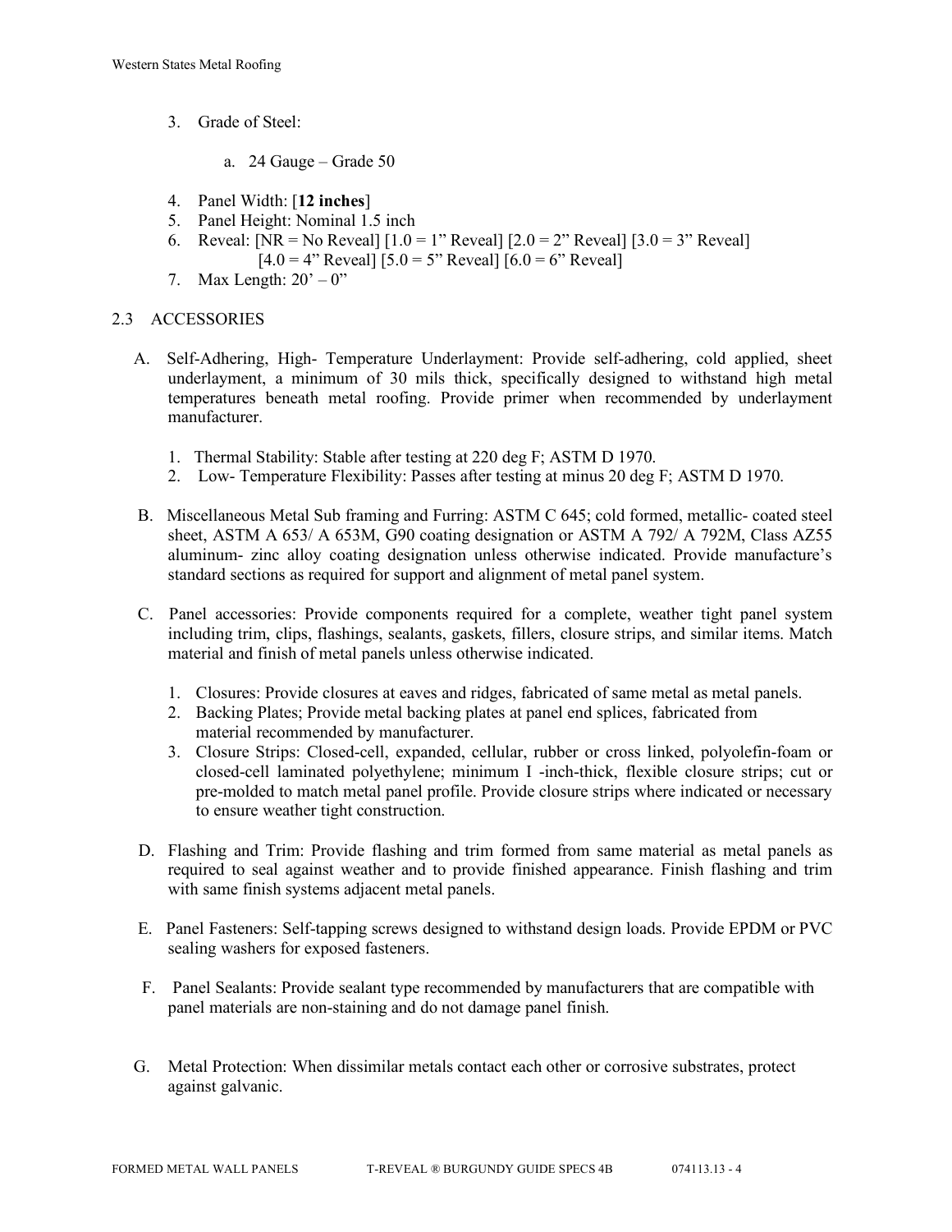3. Grade of Steel:

   a. 24 Gauge – Grade 50

4. Panel Width: [**12 inches**]
5. Panel Height: Nominal 1.5 inch
6. Reveal: [NR = No Reveal] [1.0 = 1" Reveal] [2.0 = 2" Reveal] [3.0 = 3" Reveal] [4.0 = 4" Reveal] [5.0 = 5" Reveal] [6.0 = 6" Reveal]
7. Max Length: 20' – 0"

## 2.3 ACCESSORIES

A. Self-Adhering, High- Temperature Underlayment: Provide self-adhering, cold applied, sheet underlayment, a minimum of 30 mils thick, specifically designed to withstand high metal temperatures beneath metal roofing. Provide primer when recommended by underlayment manufacturer.

   1. Thermal Stability: Stable after testing at 220 deg F; ASTM D 1970.
   2. Low- Temperature Flexibility: Passes after testing at minus 20 deg F; ASTM D 1970.

B. Miscellaneous Metal Sub framing and Furring: ASTM C 645; cold formed, metallic- coated steel sheet, ASTM A 653/ A 653M, G90 coating designation or ASTM A 792/ A 792M, Class AZ55 aluminum- zinc alloy coating designation unless otherwise indicated. Provide manufacture's standard sections as required for support and alignment of metal panel system.

C. Panel accessories: Provide components required for a complete, weather tight panel system including trim, clips, flashings, sealants, gaskets, fillers, closure strips, and similar items. Match material and finish of metal panels unless otherwise indicated.

   1. Closures: Provide closures at eaves and ridges, fabricated of same metal as metal panels.
   2. Backing Plates; Provide metal backing plates at panel end splices, fabricated from material recommended by manufacturer.
   3. Closure Strips: Closed-cell, expanded, cellular, rubber or cross linked, polyolefin-foam or closed-cell laminated polyethylene; minimum I -inch-thick, flexible closure strips; cut or pre-molded to match metal panel profile. Provide closure strips where indicated or necessary to ensure weather tight construction.

D. Flashing and Trim: Provide flashing and trim formed from same material as metal panels as required to seal against weather and to provide finished appearance. Finish flashing and trim with same finish systems adjacent metal panels.

E. Panel Fasteners: Self-tapping screws designed to withstand design loads. Provide EPDM or PVC sealing washers for exposed fasteners.

F. Panel Sealants: Provide sealant type recommended by manufacturers that are compatible with panel materials are non-staining and do not damage panel finish.

G. Metal Protection: When dissimilar metals contact each other or corrosive substrates, protect against galvanic.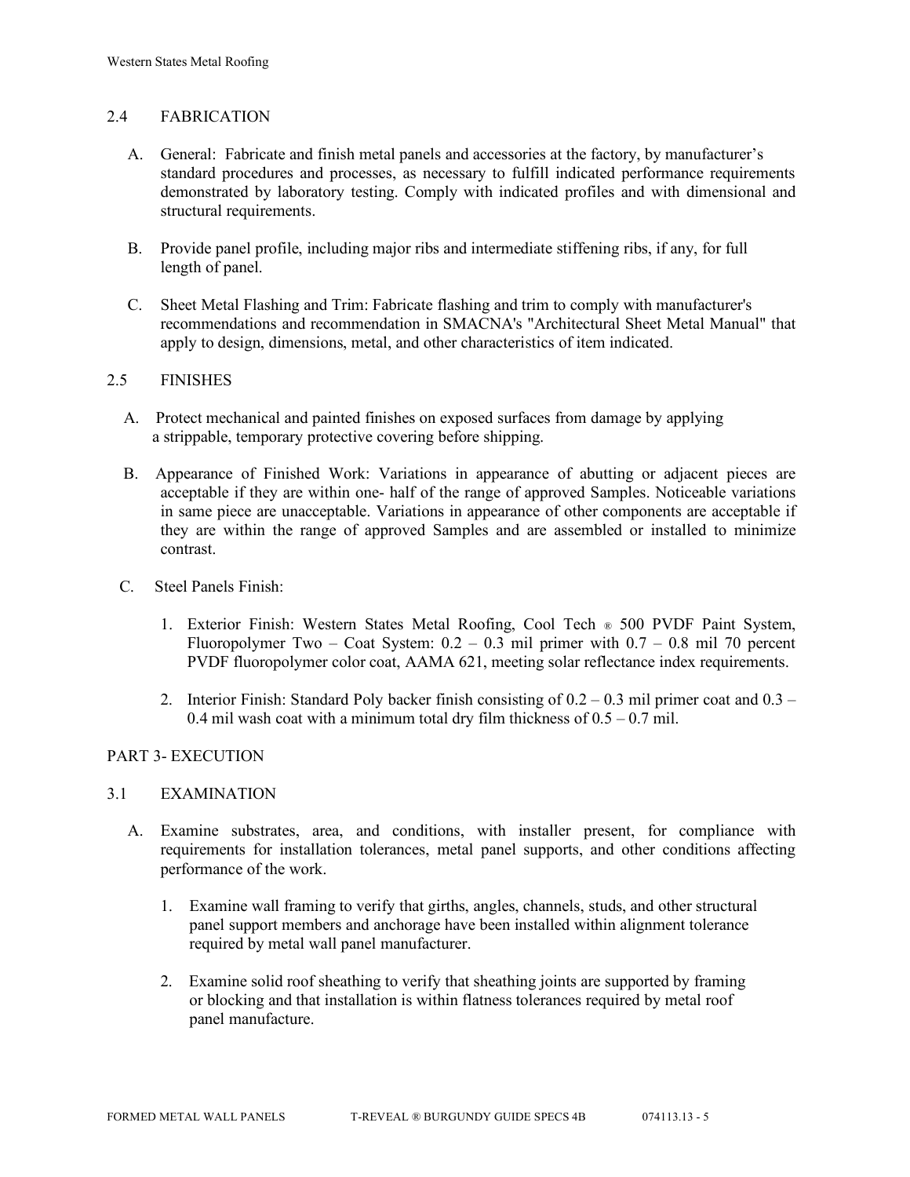## 2.4 FABRICATION

A. General: Fabricate and finish metal panels and accessories at the factory, by manufacturer's standard procedures and processes, as necessary to fulfill indicated performance requirements demonstrated by laboratory testing. Comply with indicated profiles and with dimensional and structural requirements.

B. Provide panel profile, including major ribs and intermediate stiffening ribs, if any, for full length of panel.

C. Sheet Metal Flashing and Trim: Fabricate flashing and trim to comply with manufacturer's recommendations and recommendation in SMACNA's "Architectural Sheet Metal Manual" that apply to design, dimensions, metal, and other characteristics of item indicated.

## 2.5 FINISHES

A. Protect mechanical and painted finishes on exposed surfaces from damage by applying a strippable, temporary protective covering before shipping.

B. Appearance of Finished Work: Variations in appearance of abutting or adjacent pieces are acceptable if they are within one- half of the range of approved Samples. Noticeable variations in same piece are unacceptable. Variations in appearance of other components are acceptable if they are within the range of approved Samples and are assembled or installed to minimize contrast.

C. Steel Panels Finish:

1. Exterior Finish: Western States Metal Roofing, Cool Tech ® 500 PVDF Paint System, Fluoropolymer Two – Coat System: 0.2 – 0.3 mil primer with 0.7 – 0.8 mil 70 percent PVDF fluoropolymer color coat, AAMA 621, meeting solar reflectance index requirements.

2. Interior Finish: Standard Poly backer finish consisting of 0.2 – 0.3 mil primer coat and 0.3 – 0.4 mil wash coat with a minimum total dry film thickness of 0.5 – 0.7 mil.

# PART 3- EXECUTION

## 3.1 EXAMINATION

A. Examine substrates, area, and conditions, with installer present, for compliance with requirements for installation tolerances, metal panel supports, and other conditions affecting performance of the work.

1. Examine wall framing to verify that girths, angles, channels, studs, and other structural panel support members and anchorage have been installed within alignment tolerance required by metal wall panel manufacturer.

2. Examine solid roof sheathing to verify that sheathing joints are supported by framing or blocking and that installation is within flatness tolerances required by metal roof panel manufacture.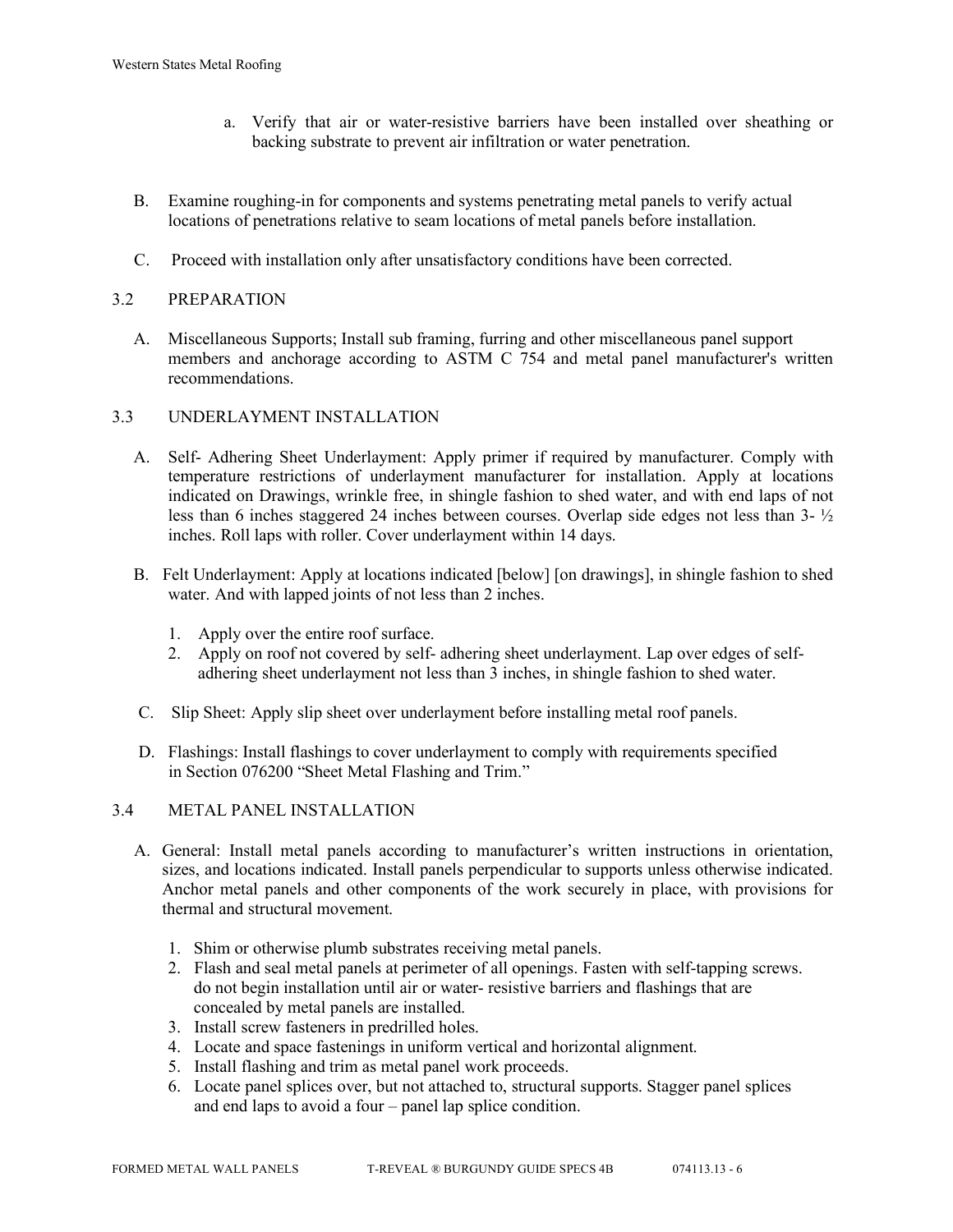a. Verify that air or water-resistive barriers have been installed over sheathing or backing substrate to prevent air infiltration or water penetration.

B. Examine roughing-in for components and systems penetrating metal panels to verify actual locations of penetrations relative to seam locations of metal panels before installation.

C. Proceed with installation only after unsatisfactory conditions have been corrected.

## 3.2 PREPARATION

A. Miscellaneous Supports; Install sub framing, furring and other miscellaneous panel support members and anchorage according to ASTM C 754 and metal panel manufacturer's written recommendations.

## 3.3 UNDERLAYMENT INSTALLATION

A. Self- Adhering Sheet Underlayment: Apply primer if required by manufacturer. Comply with temperature restrictions of underlayment manufacturer for installation. Apply at locations indicated on Drawings, wrinkle free, in shingle fashion to shed water, and with end laps of not less than 6 inches staggered 24 inches between courses. Overlap side edges not less than 3- ½ inches. Roll laps with roller. Cover underlayment within 14 days.

B. Felt Underlayment: Apply at locations indicated [below] [on drawings], in shingle fashion to shed water. And with lapped joints of not less than 2 inches.

1. Apply over the entire roof surface.
2. Apply on roof not covered by self- adhering sheet underlayment. Lap over edges of self-adhering sheet underlayment not less than 3 inches, in shingle fashion to shed water.

C. Slip Sheet: Apply slip sheet over underlayment before installing metal roof panels.

D. Flashings: Install flashings to cover underlayment to comply with requirements specified in Section 076200 "Sheet Metal Flashing and Trim."

## 3.4 METAL PANEL INSTALLATION

A. General: Install metal panels according to manufacturer's written instructions in orientation, sizes, and locations indicated. Install panels perpendicular to supports unless otherwise indicated. Anchor metal panels and other components of the work securely in place, with provisions for thermal and structural movement.

1. Shim or otherwise plumb substrates receiving metal panels.
2. Flash and seal metal panels at perimeter of all openings. Fasten with self-tapping screws. do not begin installation until air or water- resistive barriers and flashings that are concealed by metal panels are installed.
3. Install screw fasteners in predrilled holes.
4. Locate and space fastenings in uniform vertical and horizontal alignment.
5. Install flashing and trim as metal panel work proceeds.
6. Locate panel splices over, but not attached to, structural supports. Stagger panel splices and end laps to avoid a four – panel lap splice condition.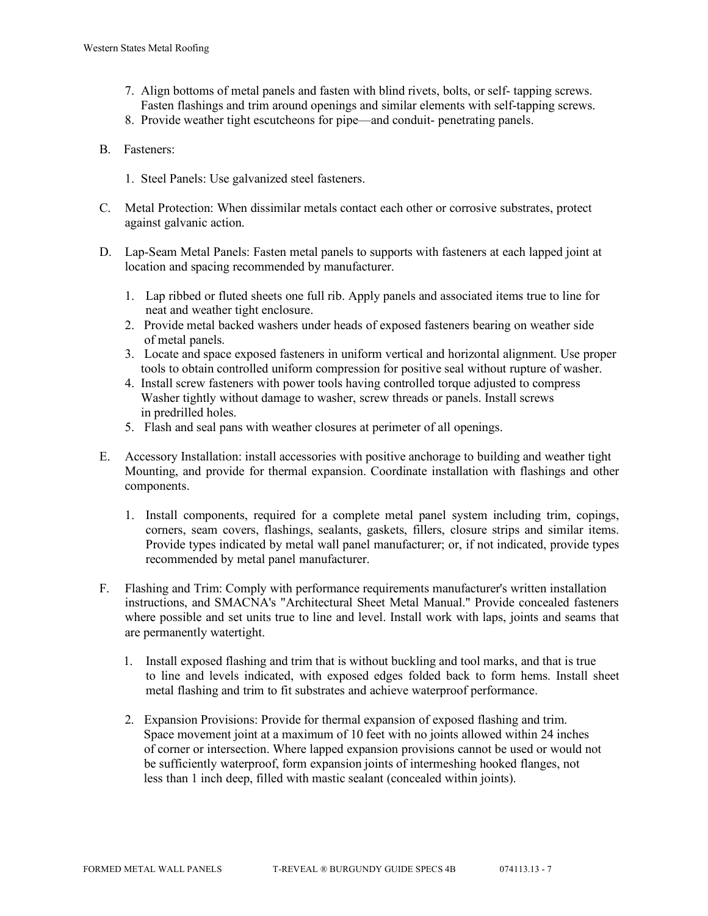7. Align bottoms of metal panels and fasten with blind rivets, bolts, or self- tapping screws. Fasten flashings and trim around openings and similar elements with self-tapping screws.
8. Provide weather tight escutcheons for pipe—and conduit- penetrating panels.

B. Fasteners:

1. Steel Panels: Use galvanized steel fasteners.

C. Metal Protection: When dissimilar metals contact each other or corrosive substrates, protect against galvanic action.

D. Lap-Seam Metal Panels: Fasten metal panels to supports with fasteners at each lapped joint at location and spacing recommended by manufacturer.

1. Lap ribbed or fluted sheets one full rib. Apply panels and associated items true to line for neat and weather tight enclosure.
2. Provide metal backed washers under heads of exposed fasteners bearing on weather side of metal panels.
3. Locate and space exposed fasteners in uniform vertical and horizontal alignment. Use proper tools to obtain controlled uniform compression for positive seal without rupture of washer.
4. Install screw fasteners with power tools having controlled torque adjusted to compress Washer tightly without damage to washer, screw threads or panels. Install screws in predrilled holes.
5. Flash and seal pans with weather closures at perimeter of all openings.

E. Accessory Installation: install accessories with positive anchorage to building and weather tight Mounting, and provide for thermal expansion. Coordinate installation with flashings and other components.

1. Install components, required for a complete metal panel system including trim, copings, corners, seam covers, flashings, sealants, gaskets, fillers, closure strips and similar items. Provide types indicated by metal wall panel manufacturer; or, if not indicated, provide types recommended by metal panel manufacturer.

F. Flashing and Trim: Comply with performance requirements manufacturer's written installation instructions, and SMACNA's "Architectural Sheet Metal Manual." Provide concealed fasteners where possible and set units true to line and level. Install work with laps, joints and seams that are permanently watertight.

1. Install exposed flashing and trim that is without buckling and tool marks, and that is true to line and levels indicated, with exposed edges folded back to form hems. Install sheet metal flashing and trim to fit substrates and achieve waterproof performance.

2. Expansion Provisions: Provide for thermal expansion of exposed flashing and trim. Space movement joint at a maximum of 10 feet with no joints allowed within 24 inches of corner or intersection. Where lapped expansion provisions cannot be used or would not be sufficiently waterproof, form expansion joints of intermeshing hooked flanges, not less than 1 inch deep, filled with mastic sealant (concealed within joints).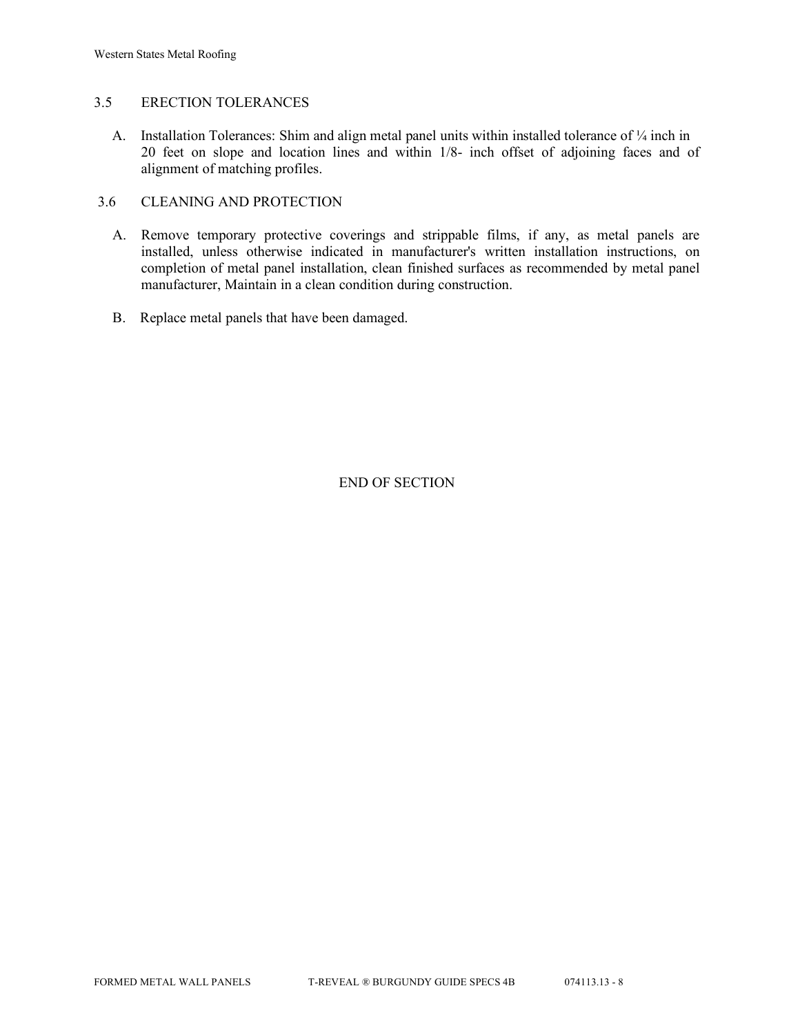## 3.5 ERECTION TOLERANCES

A. Installation Tolerances: Shim and align metal panel units within installed tolerance of ¼ inch in 20 feet on slope and location lines and within 1/8- inch offset of adjoining faces and of alignment of matching profiles.

## 3.6 CLEANING AND PROTECTION

A. Remove temporary protective coverings and strippable films, if any, as metal panels are installed, unless otherwise indicated in manufacturer's written installation instructions, on completion of metal panel installation, clean finished surfaces as recommended by metal panel manufacturer, Maintain in a clean condition during construction.

B. Replace metal panels that have been damaged.

END OF SECTION